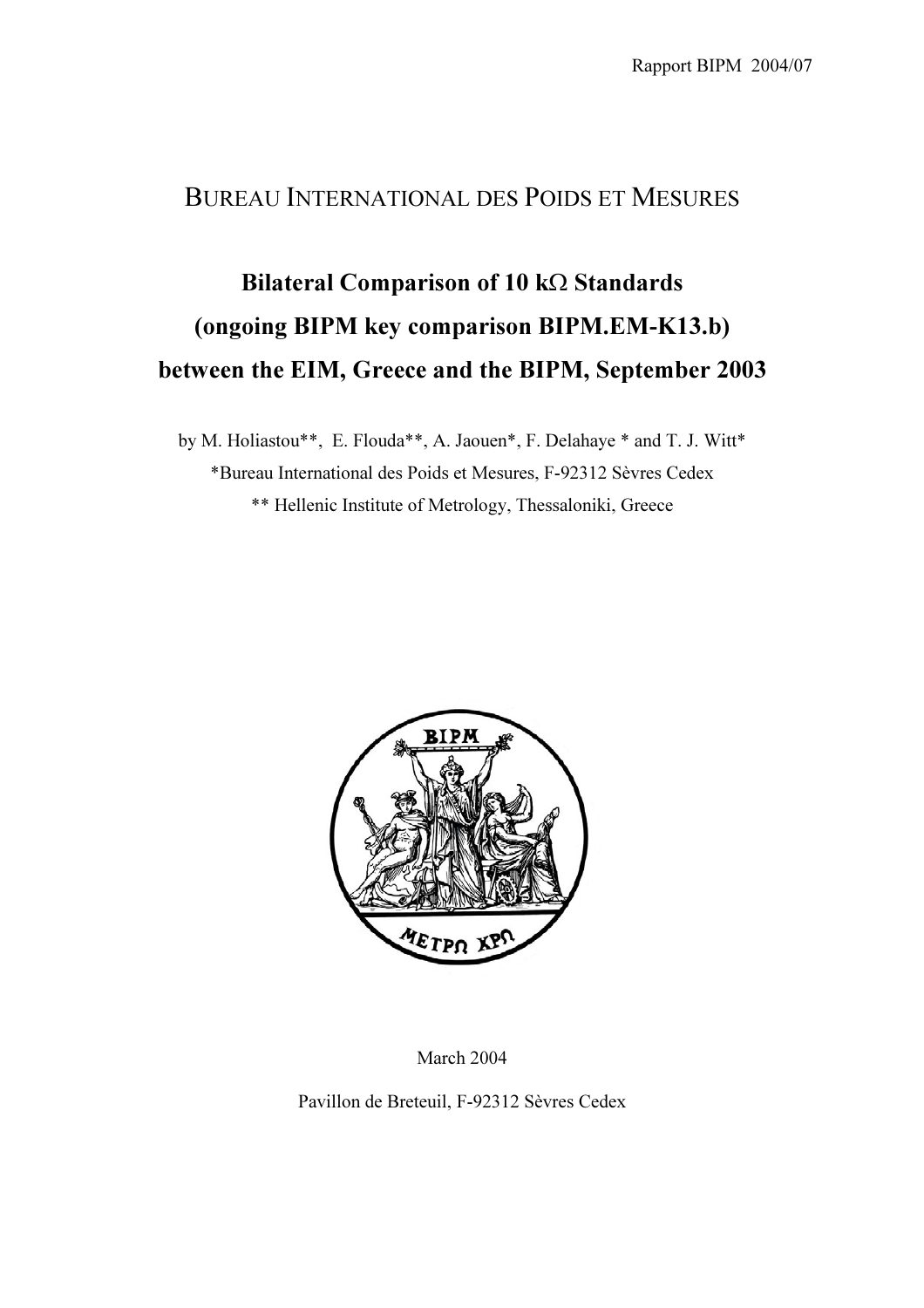Rapport BIPM 2004/07

# BUREAU INTERNATIONAL DES POIDS ET MESURES

## Bilateral Comparison of 10 kΩ Standards (ongoing BIPM key comparison BIPM.EM-K13.b) between the EIM, Greece and the BIPM, September 2003

by M. Holiastou**, E. Flouda**, A. Jaouen*, F. Delahaye * and T. J. Witt*

*Bureau International des Poids et Mesures, F-92312 Sèvres Cedex

** Hellenic Institute of Metrology, Thessaloniki, Greece

March 2004

Pavillon de Breteuil, F-92312 Sèvres Cedex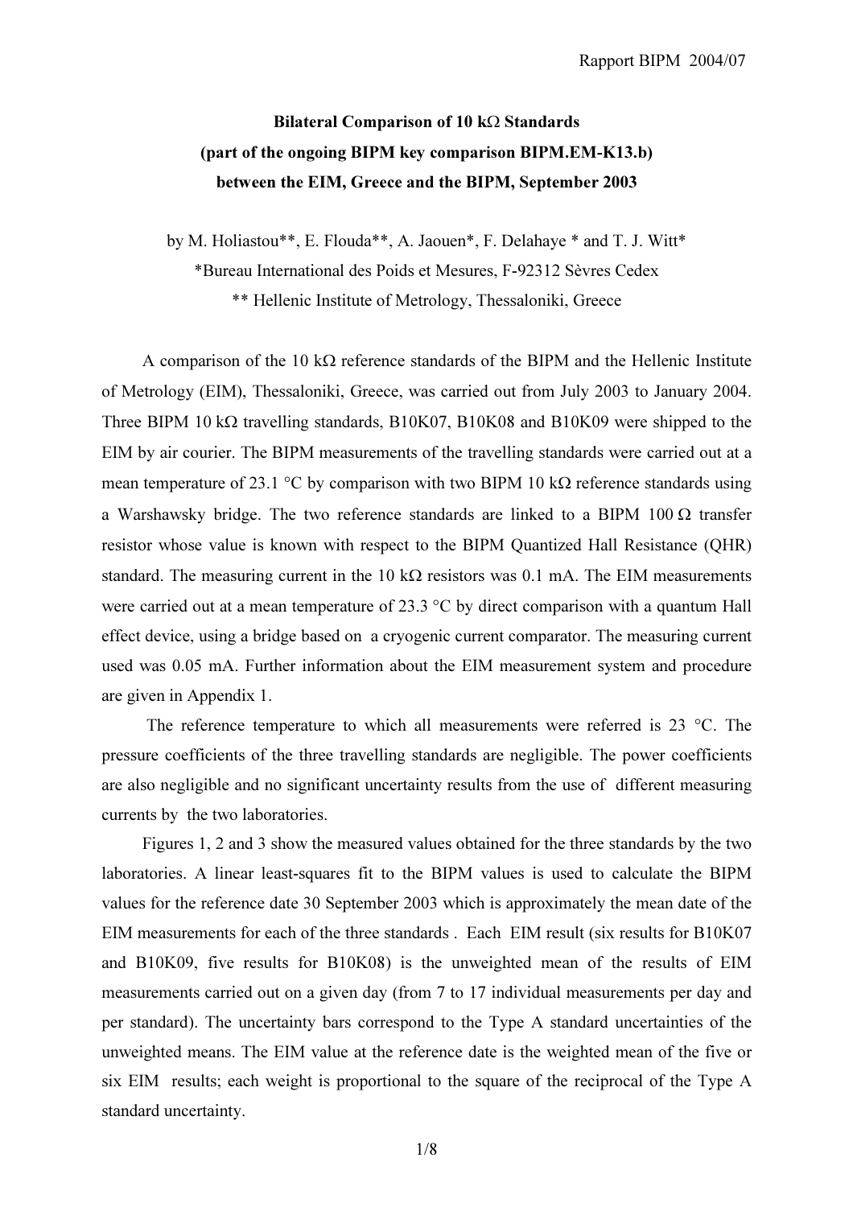**Bilateral Comparison of 10 kΩ Standards**
**(part of the ongoing BIPM key comparison BIPM.EM-K13.b)**
**between the EIM, Greece and the BIPM, September 2003**

by M. Holiastou**, E. Flouda**, A. Jaouen*, F. Delahaye * and T. J. Witt*

*Bureau International des Poids et Mesures, F-92312 Sèvres Cedex

** Hellenic Institute of Metrology, Thessaloniki, Greece

A comparison of the 10 kΩ reference standards of the BIPM and the Hellenic Institute of Metrology (EIM), Thessaloniki, Greece, was carried out from July 2003 to January 2004. Three BIPM 10 kΩ travelling standards, B10K07, B10K08 and B10K09 were shipped to the EIM by air courier. The BIPM measurements of the travelling standards were carried out at a mean temperature of 23.1 °C by comparison with two BIPM 10 kΩ reference standards using a Warshawsky bridge. The two reference standards are linked to a BIPM 100 Ω transfer resistor whose value is known with respect to the BIPM Quantized Hall Resistance (QHR) standard. The measuring current in the 10 kΩ resistors was 0.1 mA. The EIM measurements were carried out at a mean temperature of 23.3 °C by direct comparison with a quantum Hall effect device, using a bridge based on a cryogenic current comparator. The measuring current used was 0.05 mA. Further information about the EIM measurement system and procedure are given in Appendix 1.

The reference temperature to which all measurements were referred is 23 °C. The pressure coefficients of the three travelling standards are negligible. The power coefficients are also negligible and no significant uncertainty results from the use of different measuring currents by the two laboratories.

Figures 1, 2 and 3 show the measured values obtained for the three standards by the two laboratories. A linear least-squares fit to the BIPM values is used to calculate the BIPM values for the reference date 30 September 2003 which is approximately the mean date of the EIM measurements for each of the three standards . Each EIM result (six results for B10K07 and B10K09, five results for B10K08) is the unweighted mean of the results of EIM measurements carried out on a given day (from 7 to 17 individual measurements per day and per standard). The uncertainty bars correspond to the Type A standard uncertainties of the unweighted means. The EIM value at the reference date is the weighted mean of the five or six EIM results; each weight is proportional to the square of the reciprocal of the Type A standard uncertainty.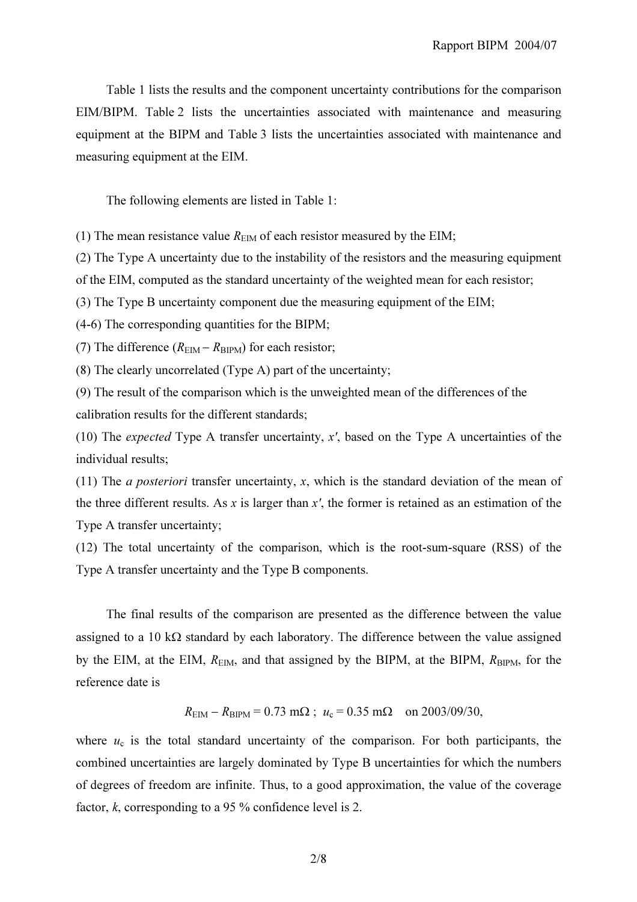Table 1 lists the results and the component uncertainty contributions for the comparison EIM/BIPM. Table 2 lists the uncertainties associated with maintenance and measuring equipment at the BIPM and Table 3 lists the uncertainties associated with maintenance and measuring equipment at the EIM.

The following elements are listed in Table 1:

(1) The mean resistance value $R_{\mathrm{EIM}}$ of each resistor measured by the EIM;

(2) The Type A uncertainty due to the instability of the resistors and the measuring equipment of the EIM, computed as the standard uncertainty of the weighted mean for each resistor;

(3) The Type B uncertainty component due the measuring equipment of the EIM;

(4-6) The corresponding quantities for the BIPM;

(7) The difference ($R_{\mathrm{EIM}} - R_{\mathrm{BIPM}}$) for each resistor;

(8) The clearly uncorrelated (Type A) part of the uncertainty;

(9) The result of the comparison which is the unweighted mean of the differences of the calibration results for the different standards;

(10) The *expected* Type A transfer uncertainty, $x'$, based on the Type A uncertainties of the individual results;

(11) The *a posteriori* transfer uncertainty, $x$, which is the standard deviation of the mean of the three different results. As $x$ is larger than $x'$, the former is retained as an estimation of the Type A transfer uncertainty;

(12) The total uncertainty of the comparison, which is the root-sum-square (RSS) of the Type A transfer uncertainty and the Type B components.

The final results of the comparison are presented as the difference between the value assigned to a 10 kΩ standard by each laboratory. The difference between the value assigned by the EIM, at the EIM, $R_{\mathrm{EIM}}$, and that assigned by the BIPM, at the BIPM, $R_{\mathrm{BIPM}}$, for the reference date is

$$R_{\mathrm{EIM}} - R_{\mathrm{BIPM}} = 0.73\ \mathrm{m\Omega}\ ;\ u_{\mathrm{c}} = 0.35\ \mathrm{m\Omega} \quad \text{on 2003/09/30,}$$

where $u_{\mathrm{c}}$ is the total standard uncertainty of the comparison. For both participants, the combined uncertainties are largely dominated by Type B uncertainties for which the numbers of degrees of freedom are infinite. Thus, to a good approximation, the value of the coverage factor, $k$, corresponding to a 95 % confidence level is 2.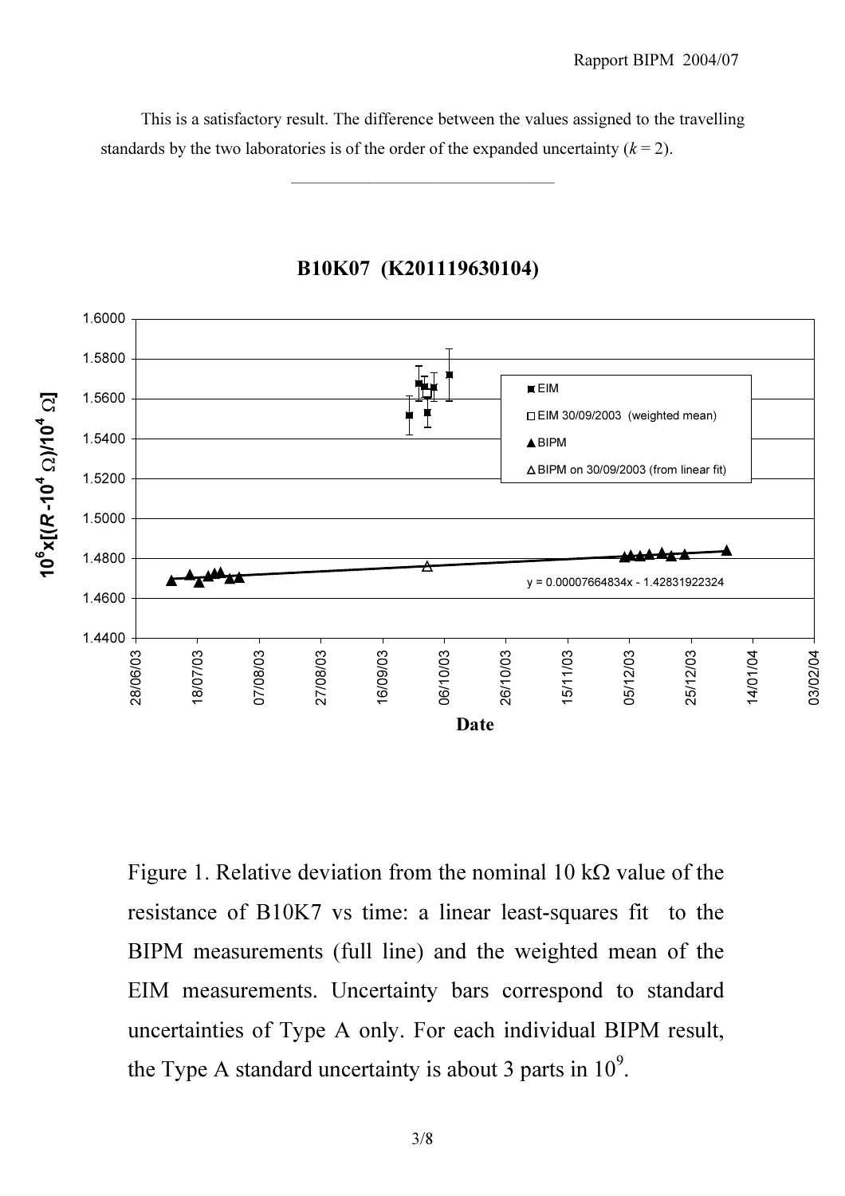This is a satisfactory result. The difference between the values assigned to the travelling standards by the two laboratories is of the order of the expanded uncertainty ($k = 2$).

---

**B10K07 (K201119630104)**

$10^6 \times [(R - 10^4\ \Omega)/10^4\ \Omega]$

- EIM
- EIM 30/09/2003 (weighted mean)
- BIPM
- BIPM on 30/09/2003 (from linear fit)

y = 0.00007664834x - 1.42831922324

Date

Figure 1. Relative deviation from the nominal 10 k$\Omega$ value of the resistance of B10K7 vs time: a linear least-squares fit to the BIPM measurements (full line) and the weighted mean of the EIM measurements. Uncertainty bars correspond to standard uncertainties of Type A only. For each individual BIPM result, the Type A standard uncertainty is about 3 parts in $10^9$.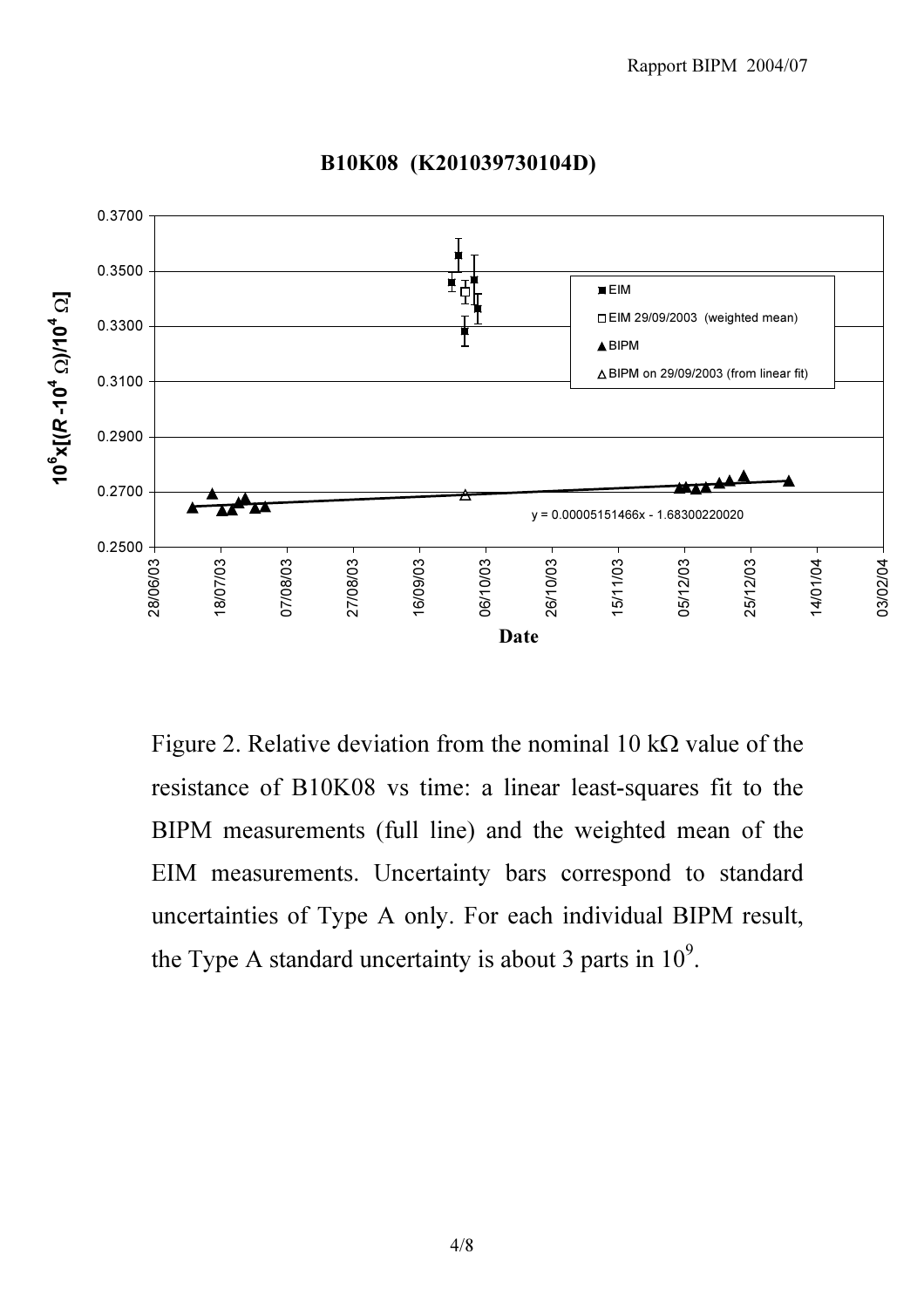**B10K08 (K201039730104D)**

Figure 2. Relative deviation from the nominal 10 kΩ value of the resistance of B10K08 vs time: a linear least-squares fit to the BIPM measurements (full line) and the weighted mean of the EIM measurements. Uncertainty bars correspond to standard uncertainties of Type A only. For each individual BIPM result, the Type A standard uncertainty is about 3 parts in $10^9$.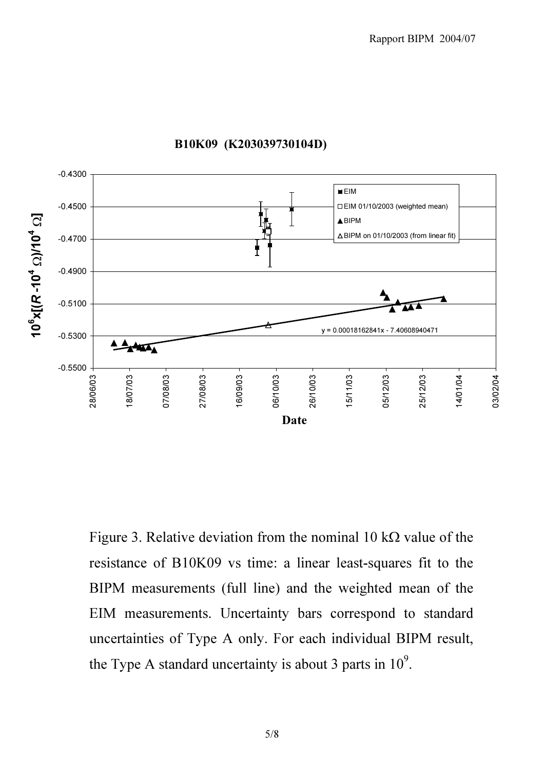Figure 3. Relative deviation from the nominal 10 kΩ value of the resistance of B10K09 vs time: a linear least-squares fit to the BIPM measurements (full line) and the weighted mean of the EIM measurements. Uncertainty bars correspond to standard uncertainties of Type A only. For each individual BIPM result, the Type A standard uncertainty is about 3 parts in $10^9$.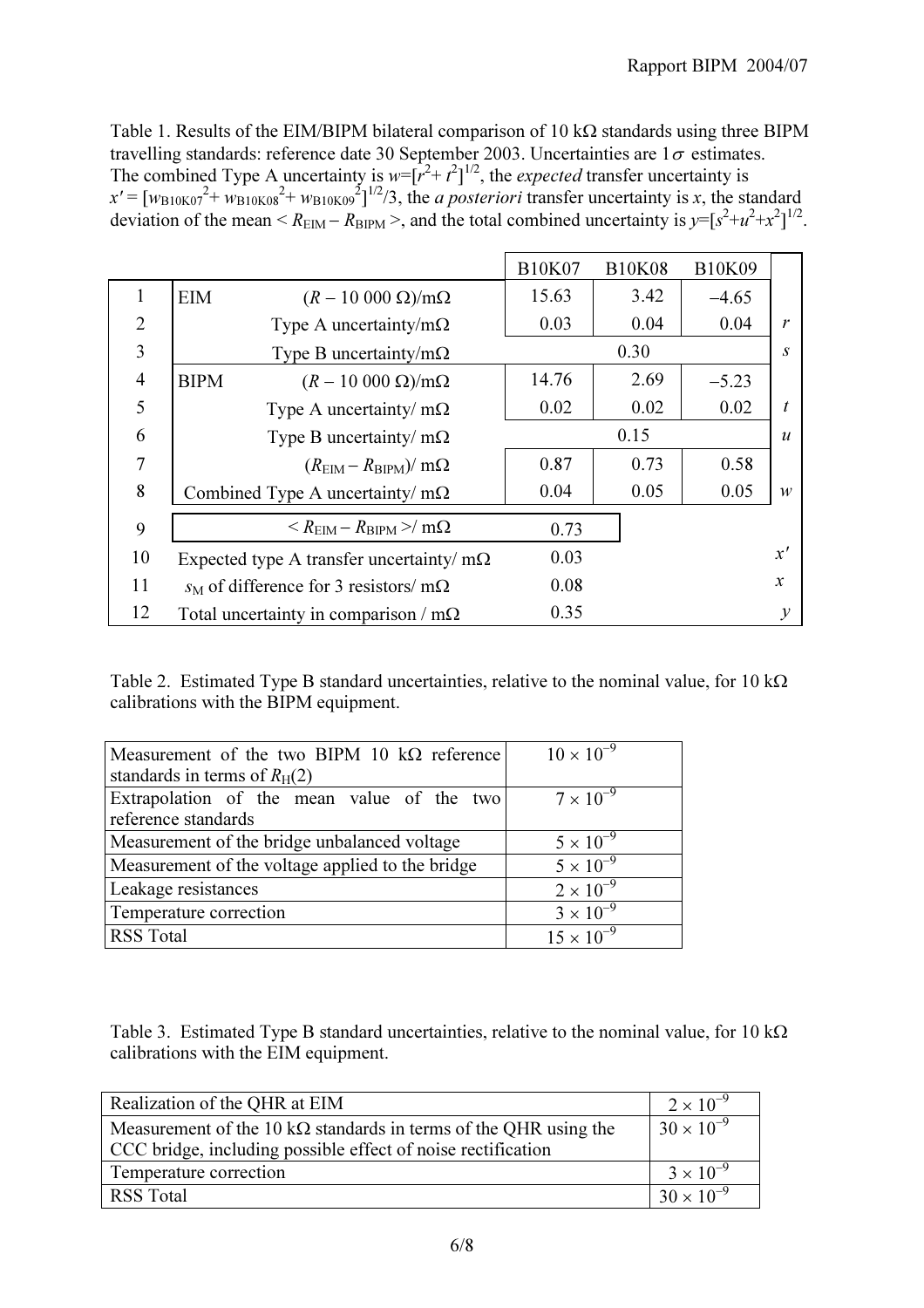Table 1. Results of the EIM/BIPM bilateral comparison of 10 kΩ standards using three BIPM travelling standards: reference date 30 September 2003. Uncertainties are 1$\sigma$ estimates. The combined Type A uncertainty is $w=[r^2+t^2]^{1/2}$, the *expected* transfer uncertainty is $x' = [w_{B10K07}{}^2+w_{B10K08}{}^2+w_{B10K09}{}^2]^{1/2}/3$, the *a posteriori* transfer uncertainty is $x$, the standard deviation of the mean $< R_{EIM} - R_{BIPM} >$, and the total combined uncertainty is $y=[s^2+u^2+x^2]^{1/2}$.

| | | | B10K07 | B10K08 | B10K09 | |
|---|---|---|---|---|---|---|
| 1 | EIM | $(R - 10\ 000\ \Omega)$/mΩ | 15.63 | 3.42 | −4.65 | |
| 2 | | Type A uncertainty/mΩ | 0.03 | 0.04 | 0.04 | $r$ |
| 3 | | Type B uncertainty/mΩ | | 0.30 | | $s$ |
| 4 | BIPM | $(R - 10\ 000\ \Omega)$/mΩ | 14.76 | 2.69 | −5.23 | |
| 5 | | Type A uncertainty/ mΩ | 0.02 | 0.02 | 0.02 | $t$ |
| 6 | | Type B uncertainty/ mΩ | | 0.15 | | $u$ |
| 7 | | $(R_{EIM} - R_{BIPM})$/ mΩ | 0.87 | 0.73 | 0.58 | |
| 8 | | Combined Type A uncertainty/ mΩ | 0.04 | 0.05 | 0.05 | $w$ |
| 9 | | $< R_{EIM} - R_{BIPM} >$/ mΩ | 0.73 | | | |
| 10 | Expected type A transfer uncertainty/ mΩ | | 0.03 | | | $x'$ |
| 11 | $s_M$ of difference for 3 resistors/ mΩ | | 0.08 | | | $x$ |
| 12 | Total uncertainty in comparison / mΩ | | 0.35 | | | $y$ |

Table 2. Estimated Type B standard uncertainties, relative to the nominal value, for 10 kΩ calibrations with the BIPM equipment.

| | |
|---|---|
| Measurement of the two BIPM 10 kΩ reference standards in terms of $R_H(2)$ | $10 \times 10^{-9}$ |
| Extrapolation of the mean value of the two reference standards | $7 \times 10^{-9}$ |
| Measurement of the bridge unbalanced voltage | $5 \times 10^{-9}$ |
| Measurement of the voltage applied to the bridge | $5 \times 10^{-9}$ |
| Leakage resistances | $2 \times 10^{-9}$ |
| Temperature correction | $3 \times 10^{-9}$ |
| RSS Total | $15 \times 10^{-9}$ |

Table 3. Estimated Type B standard uncertainties, relative to the nominal value, for 10 kΩ calibrations with the EIM equipment.

| | |
|---|---|
| Realization of the QHR at EIM | $2 \times 10^{-9}$ |
| Measurement of the 10 kΩ standards in terms of the QHR using the CCC bridge, including possible effect of noise rectification | $30 \times 10^{-9}$ |
| Temperature correction | $3 \times 10^{-9}$ |
| RSS Total | $30 \times 10^{-9}$ |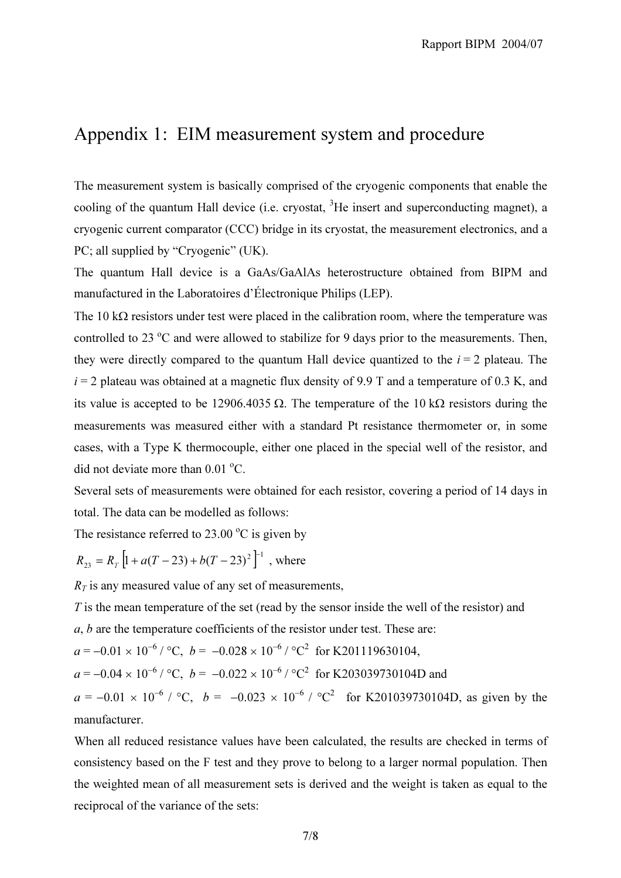# Appendix 1: EIM measurement system and procedure

The measurement system is basically comprised of the cryogenic components that enable the cooling of the quantum Hall device (i.e. cryostat, $^{3}$He insert and superconducting magnet), a cryogenic current comparator (CCC) bridge in its cryostat, the measurement electronics, and a PC; all supplied by “Cryogenic” (UK).

The quantum Hall device is a GaAs/GaAlAs heterostructure obtained from BIPM and manufactured in the Laboratoires d’Électronique Philips (LEP).

The 10 kΩ resistors under test were placed in the calibration room, where the temperature was controlled to 23 °C and were allowed to stabilize for 9 days prior to the measurements. Then, they were directly compared to the quantum Hall device quantized to the $i = 2$ plateau. The $i = 2$ plateau was obtained at a magnetic flux density of 9.9 T and a temperature of 0.3 K, and its value is accepted to be 12906.4035 Ω. The temperature of the 10 kΩ resistors during the measurements was measured either with a standard Pt resistance thermometer or, in some cases, with a Type K thermocouple, either one placed in the special well of the resistor, and did not deviate more than 0.01 °C.

Several sets of measurements were obtained for each resistor, covering a period of 14 days in total. The data can be modelled as follows:

The resistance referred to 23.00 °C is given by

$R_{23} = R_T \left[1 + a(T - 23) + b(T - 23)^2\right]^{-1}$ , where

$R_T$ is any measured value of any set of measurements,

$T$ is the mean temperature of the set (read by the sensor inside the well of the resistor) and

$a$, $b$ are the temperature coefficients of the resistor under test. These are:

$a = -0.01 \times 10^{-6}$ / °C, $b = -0.028 \times 10^{-6}$ / °C$^2$ for K201119630104,

$a = -0.04 \times 10^{-6}$ / °C, $b = -0.022 \times 10^{-6}$ / °C$^2$ for K203039730104D and

$a = -0.01 \times 10^{-6}$ / °C, $b = -0.023 \times 10^{-6}$ / °C$^2$ for K201039730104D, as given by the manufacturer.

When all reduced resistance values have been calculated, the results are checked in terms of consistency based on the F test and they prove to belong to a larger normal population. Then the weighted mean of all measurement sets is derived and the weight is taken as equal to the reciprocal of the variance of the sets: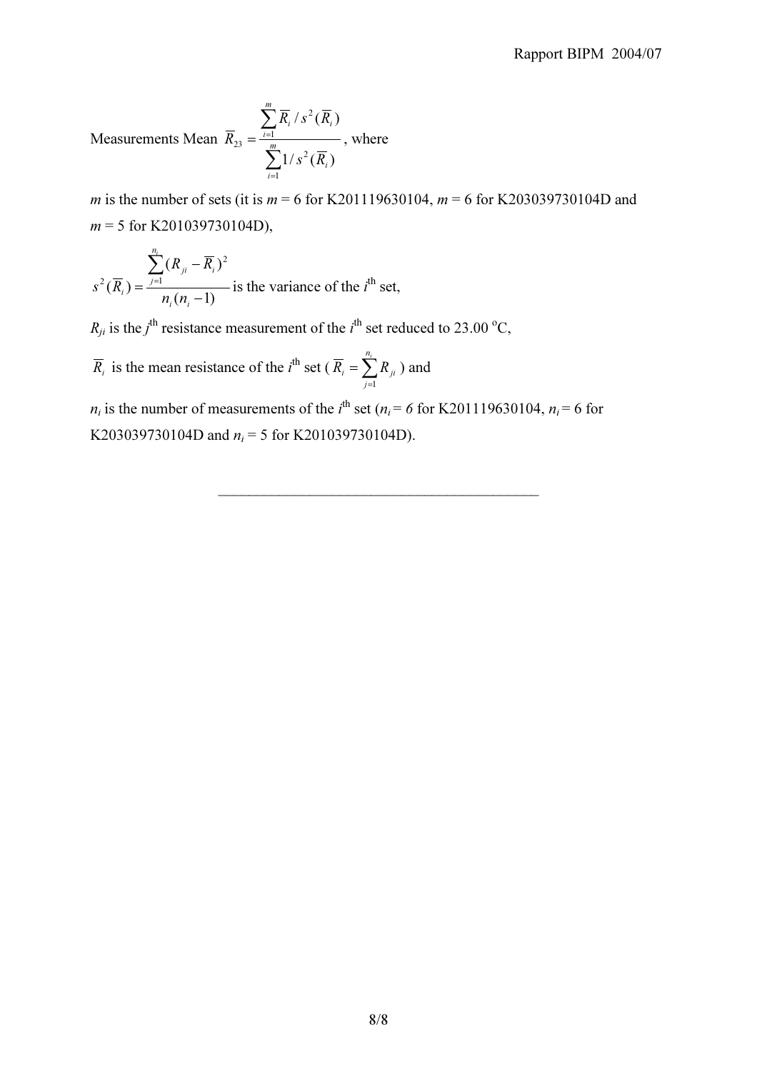Measurements Mean $\overline{R}_{23} = \dfrac{\sum_{i=1}^{m} \overline{R}_i / s^2(\overline{R}_i)}{\sum_{i=1}^{m} 1/s^2(\overline{R}_i)}$, where

$m$ is the number of sets (it is $m = 6$ for K201119630104, $m = 6$ for K203039730104D and $m = 5$ for K201039730104D),

$s^2(\overline{R}_i) = \dfrac{\sum_{j=1}^{n_i} (R_{ji} - \overline{R}_i)^2}{n_i(n_i - 1)}$ is the variance of the $i^{\text{th}}$ set,

$R_{ji}$ is the $j^{\text{th}}$ resistance measurement of the $i^{\text{th}}$ set reduced to 23.00 °C,

$\overline{R}_i$ is the mean resistance of the $i^{\text{th}}$ set ($\overline{R}_i = \sum_{j=1}^{n_i} R_{ji}$) and

$n_i$ is the number of measurements of the $i^{\text{th}}$ set ($n_i = 6$ for K201119630104, $n_i = 6$ for K203039730104D and $n_i = 5$ for K201039730104D).

---